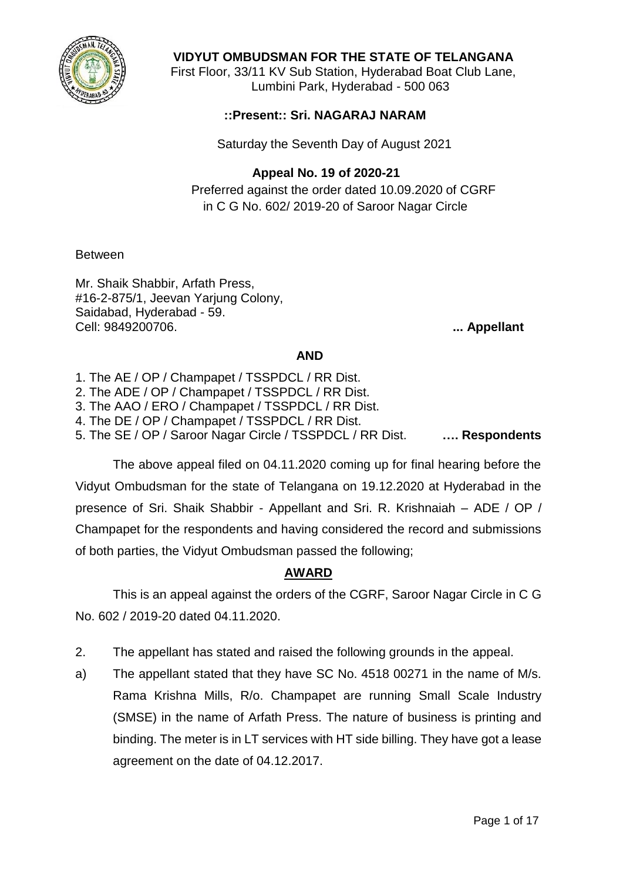# VIDYUT OMBUDSMAN FOR THE STATE OF TELANGANA

First Floor, 33/11 KV Sub Station, Hyderabad Boat Club Lane, Lumbini Park, Hyderabad - 500 063

**::Present:: Sri. NAGARAJ NARAM**

Saturday the Seventh Day of August 2021

**Appeal No. 19 of 2020-21**

Preferred against the order dated 10.09.2020 of CGRF in C G No. 602/ 2019-20 of Saroor Nagar Circle

Between

Mr. Shaik Shabbir, Arfath Press,
#16-2-875/1, Jeevan Yarjung Colony,
Saidabad, Hyderabad - 59.
Cell: 9849200706. **... Appellant**

**AND**

1. The AE / OP / Champapet / TSSPDCL / RR Dist.
2. The ADE / OP / Champapet / TSSPDCL / RR Dist.
3. The AAO / ERO / Champapet / TSSPDCL / RR Dist.
4. The DE / OP / Champapet / TSSPDCL / RR Dist.
5. The SE / OP / Saroor Nagar Circle / TSSPDCL / RR Dist. **…. Respondents**

The above appeal filed on 04.11.2020 coming up for final hearing before the Vidyut Ombudsman for the state of Telangana on 19.12.2020 at Hyderabad in the presence of Sri. Shaik Shabbir - Appellant and Sri. R. Krishnaiah – ADE / OP / Champapet for the respondents and having considered the record and submissions of both parties, the Vidyut Ombudsman passed the following;

## AWARD

This is an appeal against the orders of the CGRF, Saroor Nagar Circle in C G No. 602 / 2019-20 dated 04.11.2020.

2. The appellant has stated and raised the following grounds in the appeal.

a) The appellant stated that they have SC No. 4518 00271 in the name of M/s. Rama Krishna Mills, R/o. Champapet are running Small Scale Industry (SMSE) in the name of Arfath Press. The nature of business is printing and binding. The meter is in LT services with HT side billing. They have got a lease agreement on the date of 04.12.2017.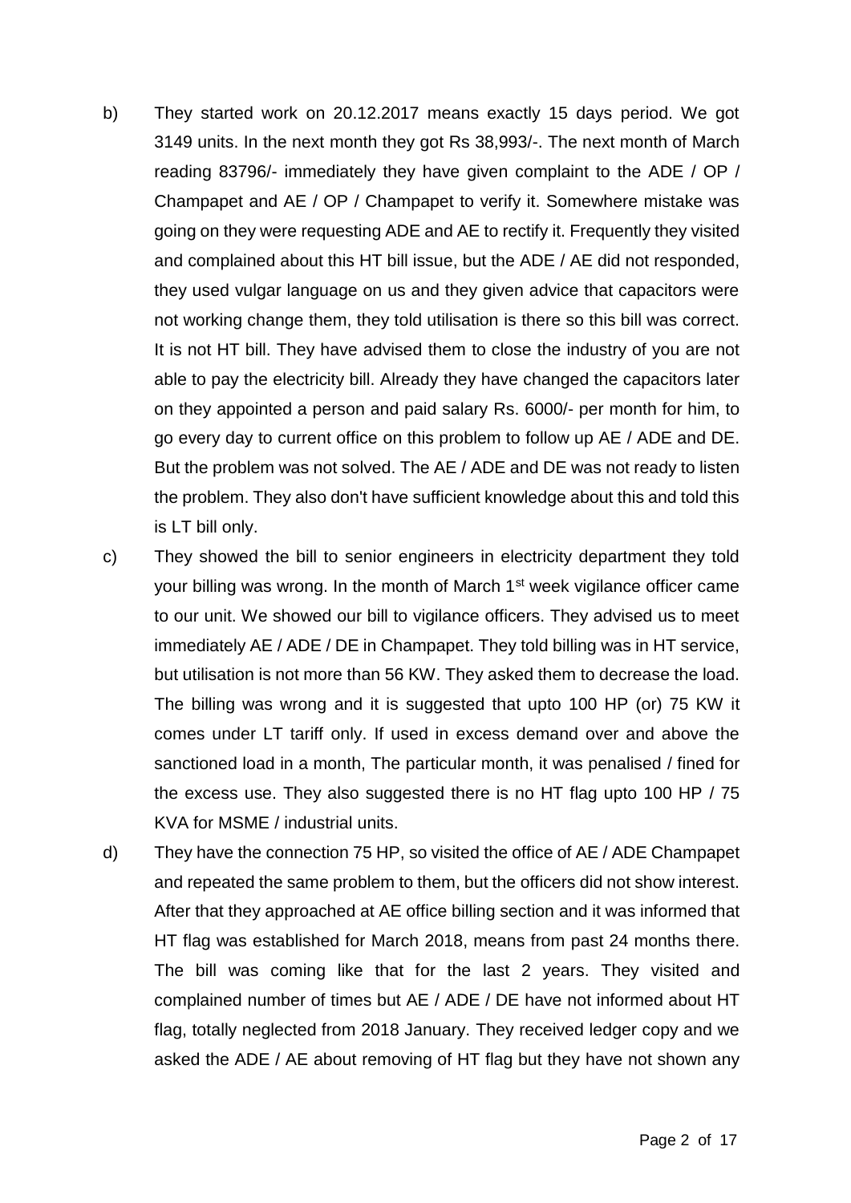b) They started work on 20.12.2017 means exactly 15 days period. We got 3149 units. In the next month they got Rs 38,993/-. The next month of March reading 83796/- immediately they have given complaint to the ADE / OP / Champapet and AE / OP / Champapet to verify it. Somewhere mistake was going on they were requesting ADE and AE to rectify it. Frequently they visited and complained about this HT bill issue, but the ADE / AE did not responded, they used vulgar language on us and they given advice that capacitors were not working change them, they told utilisation is there so this bill was correct. It is not HT bill. They have advised them to close the industry of you are not able to pay the electricity bill. Already they have changed the capacitors later on they appointed a person and paid salary Rs. 6000/- per month for him, to go every day to current office on this problem to follow up AE / ADE and DE. But the problem was not solved. The AE / ADE and DE was not ready to listen the problem. They also don't have sufficient knowledge about this and told this is LT bill only.

c) They showed the bill to senior engineers in electricity department they told your billing was wrong. In the month of March 1st week vigilance officer came to our unit. We showed our bill to vigilance officers. They advised us to meet immediately AE / ADE / DE in Champapet. They told billing was in HT service, but utilisation is not more than 56 KW. They asked them to decrease the load. The billing was wrong and it is suggested that upto 100 HP (or) 75 KW it comes under LT tariff only. If used in excess demand over and above the sanctioned load in a month, The particular month, it was penalised / fined for the excess use. They also suggested there is no HT flag upto 100 HP / 75 KVA for MSME / industrial units.

d) They have the connection 75 HP, so visited the office of AE / ADE Champapet and repeated the same problem to them, but the officers did not show interest. After that they approached at AE office billing section and it was informed that HT flag was established for March 2018, means from past 24 months there. The bill was coming like that for the last 2 years. They visited and complained number of times but AE / ADE / DE have not informed about HT flag, totally neglected from 2018 January. They received ledger copy and we asked the ADE / AE about removing of HT flag but they have not shown any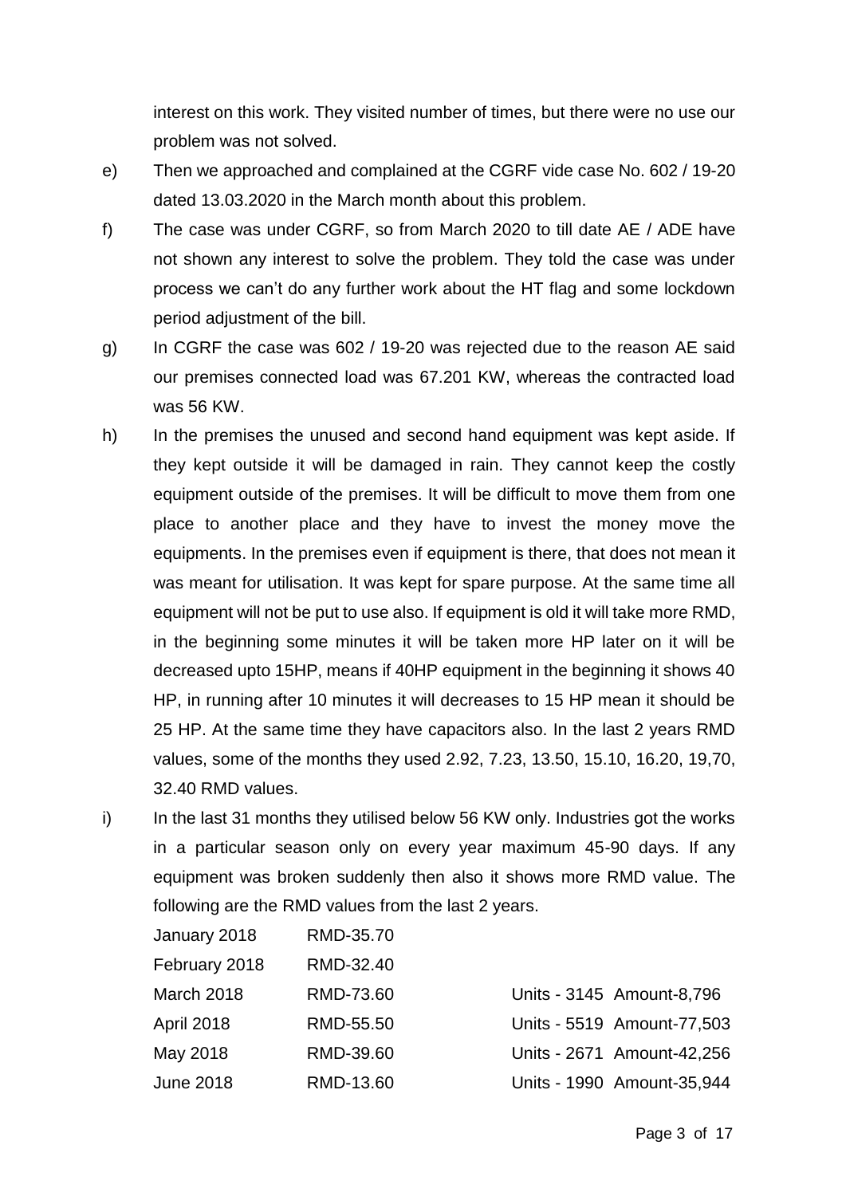interest on this work. They visited number of times, but there were no use our problem was not solved.

e) Then we approached and complained at the CGRF vide case No. 602 / 19-20 dated 13.03.2020 in the March month about this problem.

f) The case was under CGRF, so from March 2020 to till date AE / ADE have not shown any interest to solve the problem. They told the case was under process we can't do any further work about the HT flag and some lockdown period adjustment of the bill.

g) In CGRF the case was 602 / 19-20 was rejected due to the reason AE said our premises connected load was 67.201 KW, whereas the contracted load was 56 KW.

h) In the premises the unused and second hand equipment was kept aside. If they kept outside it will be damaged in rain. They cannot keep the costly equipment outside of the premises. It will be difficult to move them from one place to another place and they have to invest the money move the equipments. In the premises even if equipment is there, that does not mean it was meant for utilisation. It was kept for spare purpose. At the same time all equipment will not be put to use also. If equipment is old it will take more RMD, in the beginning some minutes it will be taken more HP later on it will be decreased upto 15HP, means if 40HP equipment in the beginning it shows 40 HP, in running after 10 minutes it will decreases to 15 HP mean it should be 25 HP. At the same time they have capacitors also. In the last 2 years RMD values, some of the months they used 2.92, 7.23, 13.50, 15.10, 16.20, 19,70, 32.40 RMD values.

i) In the last 31 months they utilised below 56 KW only. Industries got the works in a particular season only on every year maximum 45-90 days. If any equipment was broken suddenly then also it shows more RMD value. The following are the RMD values from the last 2 years.

| | | | |
|---|---|---|---|
| January 2018 | RMD-35.70 | | |
| February 2018 | RMD-32.40 | | |
| March 2018 | RMD-73.60 | Units - 3145 | Amount-8,796 |
| April 2018 | RMD-55.50 | Units - 5519 | Amount-77,503 |
| May 2018 | RMD-39.60 | Units - 2671 | Amount-42,256 |
| June 2018 | RMD-13.60 | Units - 1990 | Amount-35,944 |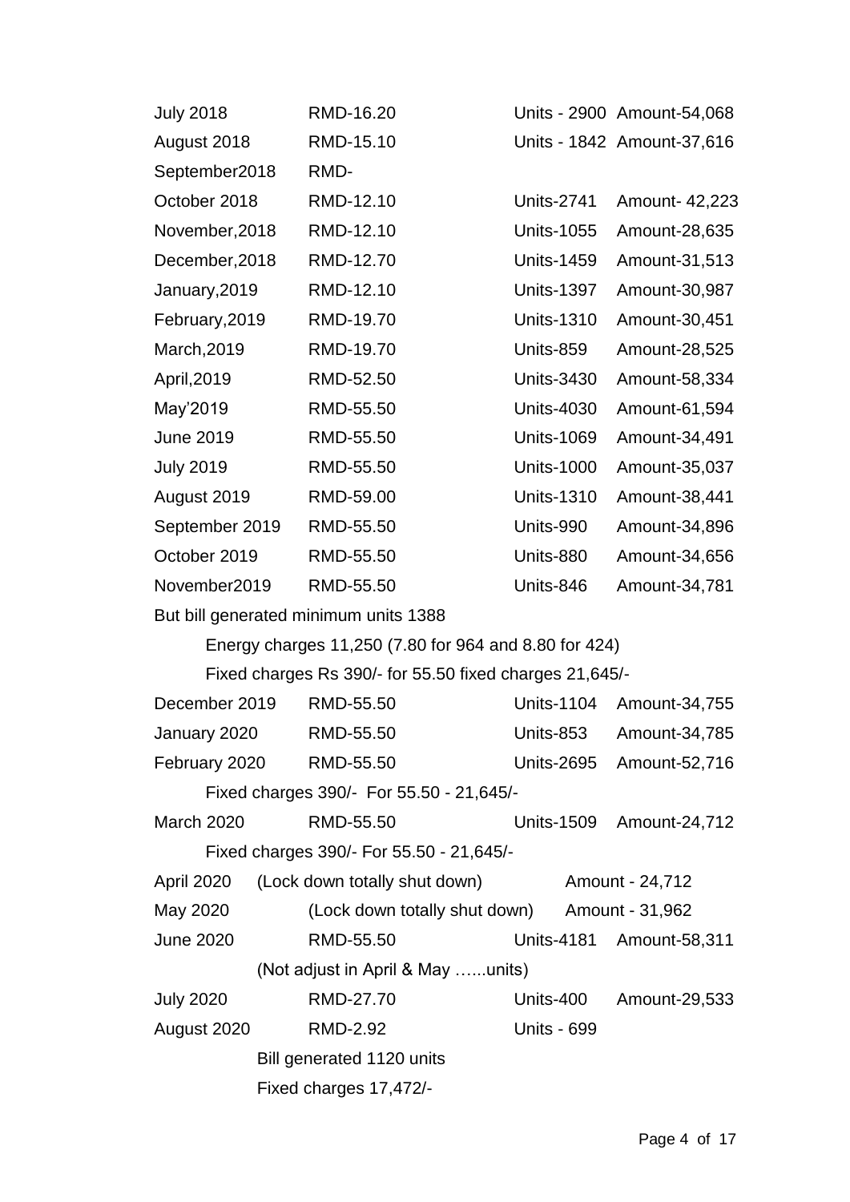| | | | |
|---|---|---|---|
| July 2018 | RMD-16.20 | Units - 2900 | Amount-54,068 |
| August 2018 | RMD-15.10 | Units - 1842 | Amount-37,616 |
| September2018 | RMD- | | |
| October 2018 | RMD-12.10 | Units-2741 | Amount- 42,223 |
| November,2018 | RMD-12.10 | Units-1055 | Amount-28,635 |
| December,2018 | RMD-12.70 | Units-1459 | Amount-31,513 |
| January,2019 | RMD-12.10 | Units-1397 | Amount-30,987 |
| February,2019 | RMD-19.70 | Units-1310 | Amount-30,451 |
| March,2019 | RMD-19.70 | Units-859 | Amount-28,525 |
| April,2019 | RMD-52.50 | Units-3430 | Amount-58,334 |
| May'2019 | RMD-55.50 | Units-4030 | Amount-61,594 |
| June 2019 | RMD-55.50 | Units-1069 | Amount-34,491 |
| July 2019 | RMD-55.50 | Units-1000 | Amount-35,037 |
| August 2019 | RMD-59.00 | Units-1310 | Amount-38,441 |
| September 2019 | RMD-55.50 | Units-990 | Amount-34,896 |
| October 2019 | RMD-55.50 | Units-880 | Amount-34,656 |
| November2019 | RMD-55.50 | Units-846 | Amount-34,781 |

But bill generated minimum units 1388

Energy charges 11,250 (7.80 for 964 and 8.80 for 424)

Fixed charges Rs 390/- for 55.50 fixed charges 21,645/-

| | | | |
|---|---|---|---|
| December 2019 | RMD-55.50 | Units-1104 | Amount-34,755 |
| January 2020 | RMD-55.50 | Units-853 | Amount-34,785 |
| February 2020 | RMD-55.50 | Units-2695 | Amount-52,716 |

Fixed charges 390/- For 55.50 - 21,645/-

| | | | |
|---|---|---|---|
| March 2020 | RMD-55.50 | Units-1509 | Amount-24,712 |

Fixed charges 390/- For 55.50 - 21,645/-

| | | | |
|---|---|---|---|
| April 2020 | (Lock down totally shut down) | | Amount - 24,712 |
| May 2020 | (Lock down totally shut down) | | Amount - 31,962 |
| June 2020 | RMD-55.50 | Units-4181 | Amount-58,311 |

(Not adjust in April & May …...units)

| | | | |
|---|---|---|---|
| July 2020 | RMD-27.70 | Units-400 | Amount-29,533 |
| August 2020 | RMD-2.92 | Units - 699 | |

Bill generated 1120 units

Fixed charges 17,472/-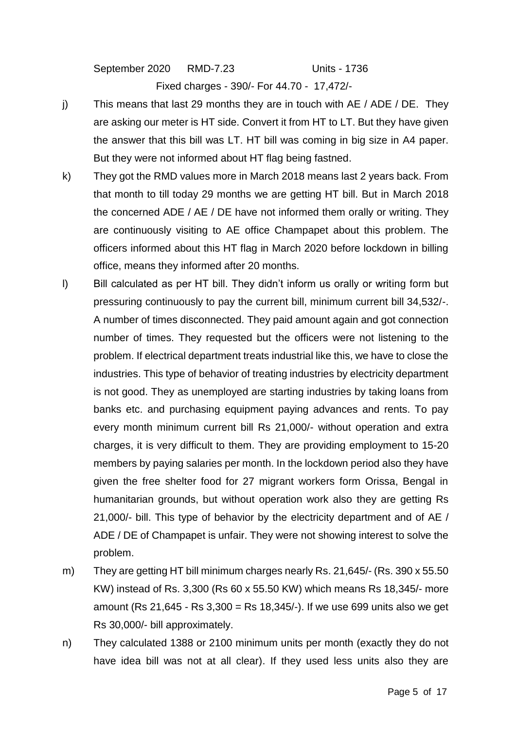September 2020 RMD-7.23 Units - 1736

Fixed charges - 390/- For 44.70 - 17,472/-

j) This means that last 29 months they are in touch with AE / ADE / DE. They are asking our meter is HT side. Convert it from HT to LT. But they have given the answer that this bill was LT. HT bill was coming in big size in A4 paper. But they were not informed about HT flag being fastned.

k) They got the RMD values more in March 2018 means last 2 years back. From that month to till today 29 months we are getting HT bill. But in March 2018 the concerned ADE / AE / DE have not informed them orally or writing. They are continuously visiting to AE office Champapet about this problem. The officers informed about this HT flag in March 2020 before lockdown in billing office, means they informed after 20 months.

l) Bill calculated as per HT bill. They didn't inform us orally or writing form but pressuring continuously to pay the current bill, minimum current bill 34,532/-. A number of times disconnected. They paid amount again and got connection number of times. They requested but the officers were not listening to the problem. If electrical department treats industrial like this, we have to close the industries. This type of behavior of treating industries by electricity department is not good. They as unemployed are starting industries by taking loans from banks etc. and purchasing equipment paying advances and rents. To pay every month minimum current bill Rs 21,000/- without operation and extra charges, it is very difficult to them. They are providing employment to 15-20 members by paying salaries per month. In the lockdown period also they have given the free shelter food for 27 migrant workers form Orissa, Bengal in humanitarian grounds, but without operation work also they are getting Rs 21,000/- bill. This type of behavior by the electricity department and of AE / ADE / DE of Champapet is unfair. They were not showing interest to solve the problem.

m) They are getting HT bill minimum charges nearly Rs. 21,645/- (Rs. 390 x 55.50 KW) instead of Rs. 3,300 (Rs 60 x 55.50 KW) which means Rs 18,345/- more amount (Rs 21,645 - Rs 3,300 = Rs 18,345/-). If we use 699 units also we get Rs 30,000/- bill approximately.

n) They calculated 1388 or 2100 minimum units per month (exactly they do not have idea bill was not at all clear). If they used less units also they are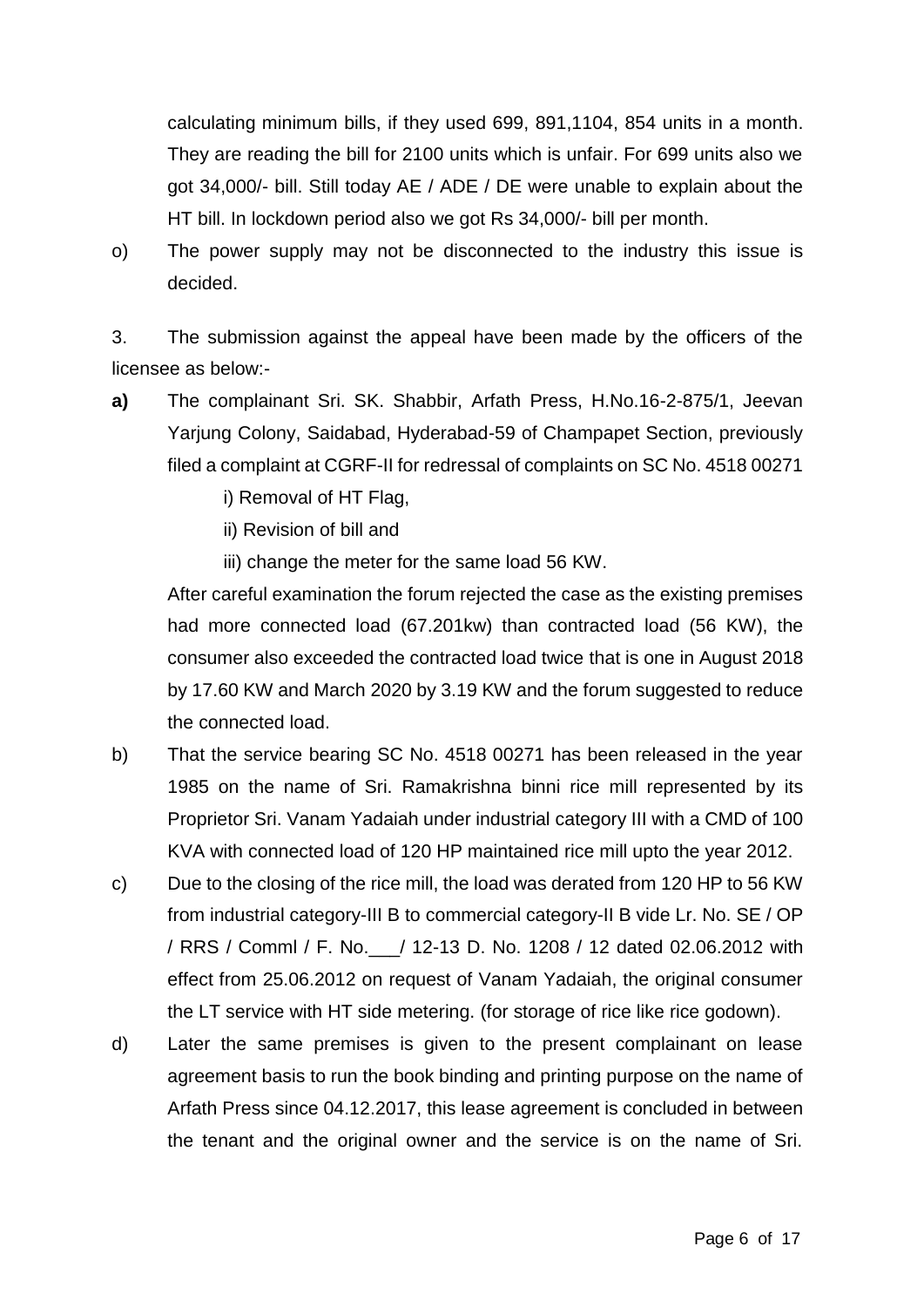calculating minimum bills, if they used 699, 891,1104, 854 units in a month. They are reading the bill for 2100 units which is unfair. For 699 units also we got 34,000/- bill. Still today AE / ADE / DE were unable to explain about the HT bill. In lockdown period also we got Rs 34,000/- bill per month.

o) The power supply may not be disconnected to the industry this issue is decided.

3. The submission against the appeal have been made by the officers of the licensee as below:-

**a)** The complainant Sri. SK. Shabbir, Arfath Press, H.No.16-2-875/1, Jeevan Yarjung Colony, Saidabad, Hyderabad-59 of Champapet Section, previously filed a complaint at CGRF-II for redressal of complaints on SC No. 4518 00271

i) Removal of HT Flag,

ii) Revision of bill and

iii) change the meter for the same load 56 KW.

After careful examination the forum rejected the case as the existing premises had more connected load (67.201kw) than contracted load (56 KW), the consumer also exceeded the contracted load twice that is one in August 2018 by 17.60 KW and March 2020 by 3.19 KW and the forum suggested to reduce the connected load.

b) That the service bearing SC No. 4518 00271 has been released in the year 1985 on the name of Sri. Ramakrishna binni rice mill represented by its Proprietor Sri. Vanam Yadaiah under industrial category III with a CMD of 100 KVA with connected load of 120 HP maintained rice mill upto the year 2012.

c) Due to the closing of the rice mill, the load was derated from 120 HP to 56 KW from industrial category-III B to commercial category-II B vide Lr. No. SE / OP / RRS / Comml / F. No.___/ 12-13 D. No. 1208 / 12 dated 02.06.2012 with effect from 25.06.2012 on request of Vanam Yadaiah, the original consumer the LT service with HT side metering. (for storage of rice like rice godown).

d) Later the same premises is given to the present complainant on lease agreement basis to run the book binding and printing purpose on the name of Arfath Press since 04.12.2017, this lease agreement is concluded in between the tenant and the original owner and the service is on the name of Sri.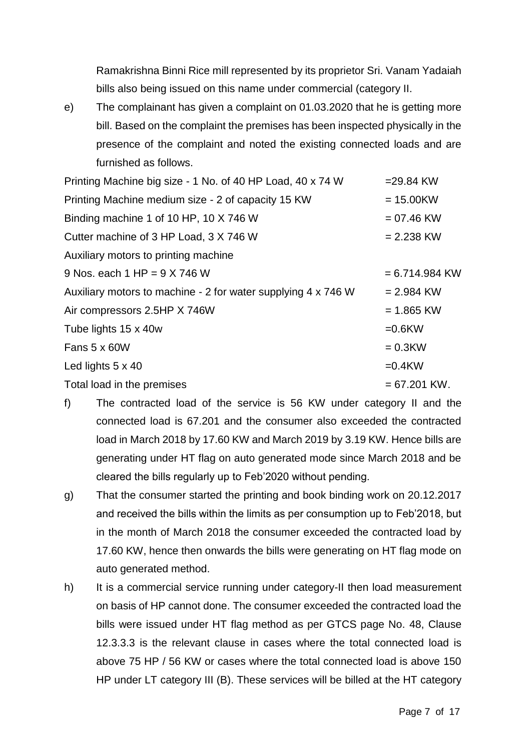Ramakrishna Binni Rice mill represented by its proprietor Sri. Vanam Yadaiah bills also being issued on this name under commercial (category II.

e) The complainant has given a complaint on 01.03.2020 that he is getting more bill. Based on the complaint the premises has been inspected physically in the presence of the complaint and noted the existing connected loads and are furnished as follows.

| | |
|---|---|
| Printing Machine big size - 1 No. of 40 HP Load, 40 x 74 W | =29.84 KW |
| Printing Machine medium size - 2 of capacity 15 KW | = 15.00KW |
| Binding machine 1 of 10 HP, 10 X 746 W | = 07.46 KW |
| Cutter machine of 3 HP Load, 3 X 746 W | = 2.238 KW |
| Auxiliary motors to printing machine | |
| 9 Nos. each 1 HP = 9 X 746 W | = 6.714.984 KW |
| Auxiliary motors to machine - 2 for water supplying 4 x 746 W | = 2.984 KW |
| Air compressors 2.5HP X 746W | = 1.865 KW |
| Tube lights 15 x 40w | =0.6KW |
| Fans 5 x 60W | = 0.3KW |
| Led lights 5 x 40 | =0.4KW |
| Total load in the premises | = 67.201 KW. |

f) The contracted load of the service is 56 KW under category II and the connected load is 67.201 and the consumer also exceeded the contracted load in March 2018 by 17.60 KW and March 2019 by 3.19 KW. Hence bills are generating under HT flag on auto generated mode since March 2018 and be cleared the bills regularly up to Feb'2020 without pending.

g) That the consumer started the printing and book binding work on 20.12.2017 and received the bills within the limits as per consumption up to Feb'2018, but in the month of March 2018 the consumer exceeded the contracted load by 17.60 KW, hence then onwards the bills were generating on HT flag mode on auto generated method.

h) It is a commercial service running under category-II then load measurement on basis of HP cannot done. The consumer exceeded the contracted load the bills were issued under HT flag method as per GTCS page No. 48, Clause 12.3.3.3 is the relevant clause in cases where the total connected load is above 75 HP / 56 KW or cases where the total connected load is above 150 HP under LT category III (B). These services will be billed at the HT category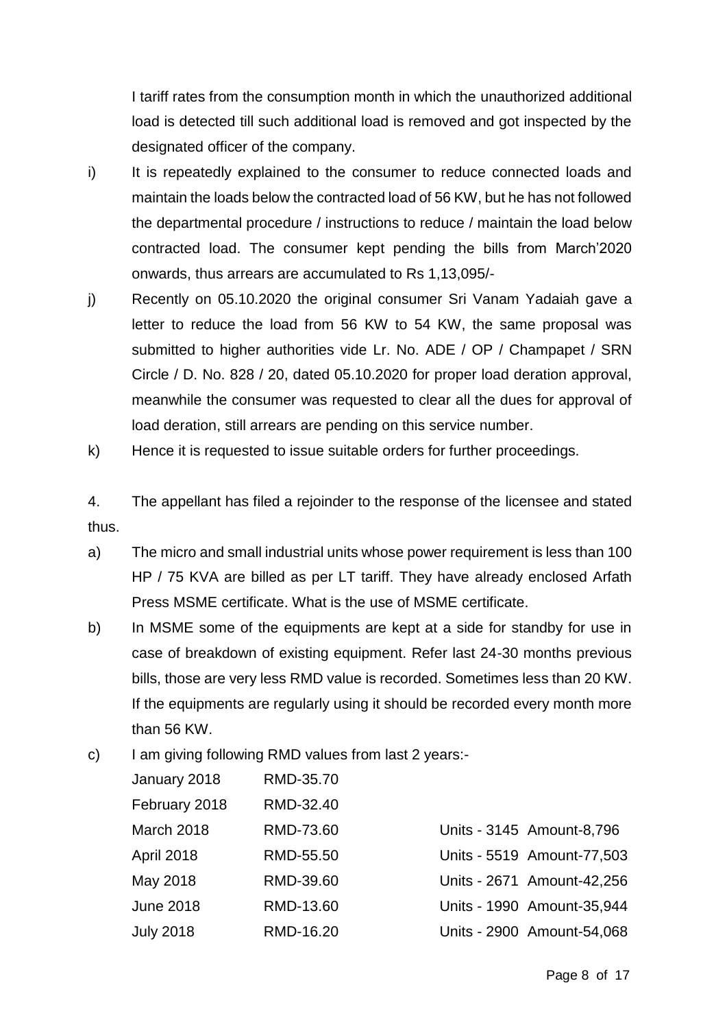I tariff rates from the consumption month in which the unauthorized additional load is detected till such additional load is removed and got inspected by the designated officer of the company.

i) It is repeatedly explained to the consumer to reduce connected loads and maintain the loads below the contracted load of 56 KW, but he has not followed the departmental procedure / instructions to reduce / maintain the load below contracted load. The consumer kept pending the bills from March'2020 onwards, thus arrears are accumulated to Rs 1,13,095/-

j) Recently on 05.10.2020 the original consumer Sri Vanam Yadaiah gave a letter to reduce the load from 56 KW to 54 KW, the same proposal was submitted to higher authorities vide Lr. No. ADE / OP / Champapet / SRN Circle / D. No. 828 / 20, dated 05.10.2020 for proper load deration approval, meanwhile the consumer was requested to clear all the dues for approval of load deration, still arrears are pending on this service number.

k) Hence it is requested to issue suitable orders for further proceedings.

4. The appellant has filed a rejoinder to the response of the licensee and stated thus.

a) The micro and small industrial units whose power requirement is less than 100 HP / 75 KVA are billed as per LT tariff. They have already enclosed Arfath Press MSME certificate. What is the use of MSME certificate.

b) In MSME some of the equipments are kept at a side for standby for use in case of breakdown of existing equipment. Refer last 24-30 months previous bills, those are very less RMD value is recorded. Sometimes less than 20 KW. If the equipments are regularly using it should be recorded every month more than 56 KW.

c) I am giving following RMD values from last 2 years:-

| | | | |
|---|---|---|---|
| January 2018 | RMD-35.70 | | |
| February 2018 | RMD-32.40 | | |
| March 2018 | RMD-73.60 | Units - 3145 | Amount-8,796 |
| April 2018 | RMD-55.50 | Units - 5519 | Amount-77,503 |
| May 2018 | RMD-39.60 | Units - 2671 | Amount-42,256 |
| June 2018 | RMD-13.60 | Units - 1990 | Amount-35,944 |
| July 2018 | RMD-16.20 | Units - 2900 | Amount-54,068 |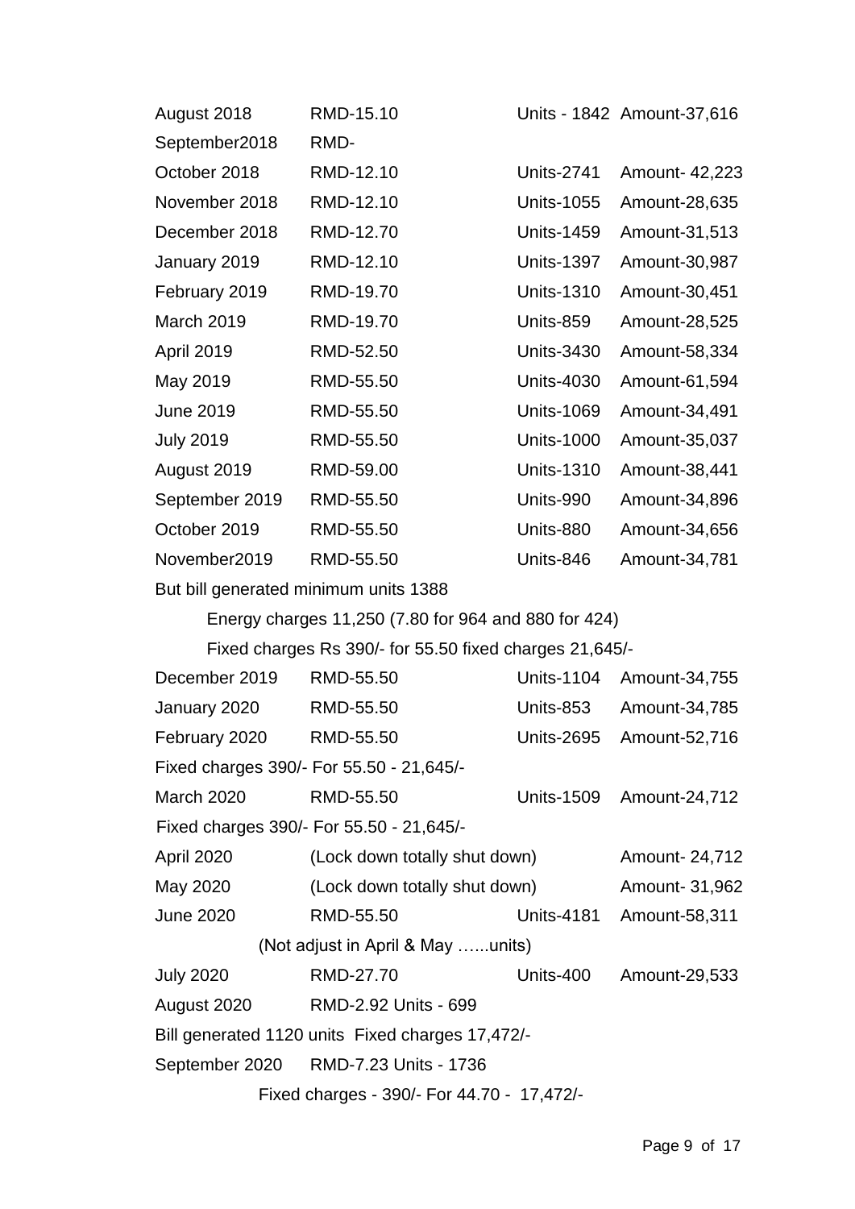| | | | |
|---|---|---|---|
| August 2018 | RMD-15.10 | Units - 1842 | Amount-37,616 |
| September2018 | RMD- | | |
| October 2018 | RMD-12.10 | Units-2741 | Amount- 42,223 |
| November 2018 | RMD-12.10 | Units-1055 | Amount-28,635 |
| December 2018 | RMD-12.70 | Units-1459 | Amount-31,513 |
| January 2019 | RMD-12.10 | Units-1397 | Amount-30,987 |
| February 2019 | RMD-19.70 | Units-1310 | Amount-30,451 |
| March 2019 | RMD-19.70 | Units-859 | Amount-28,525 |
| April 2019 | RMD-52.50 | Units-3430 | Amount-58,334 |
| May 2019 | RMD-55.50 | Units-4030 | Amount-61,594 |
| June 2019 | RMD-55.50 | Units-1069 | Amount-34,491 |
| July 2019 | RMD-55.50 | Units-1000 | Amount-35,037 |
| August 2019 | RMD-59.00 | Units-1310 | Amount-38,441 |
| September 2019 | RMD-55.50 | Units-990 | Amount-34,896 |
| October 2019 | RMD-55.50 | Units-880 | Amount-34,656 |
| November2019 | RMD-55.50 | Units-846 | Amount-34,781 |

But bill generated minimum units 1388

Energy charges 11,250 (7.80 for 964 and 880 for 424)

Fixed charges Rs 390/- for 55.50 fixed charges 21,645/-

| | | | |
|---|---|---|---|
| December 2019 | RMD-55.50 | Units-1104 | Amount-34,755 |
| January 2020 | RMD-55.50 | Units-853 | Amount-34,785 |
| February 2020 | RMD-55.50 | Units-2695 | Amount-52,716 |

Fixed charges 390/- For 55.50 - 21,645/-

| | | | |
|---|---|---|---|
| March 2020 | RMD-55.50 | Units-1509 | Amount-24,712 |

Fixed charges 390/- For 55.50 - 21,645/-

| | | | |
|---|---|---|---|
| April 2020 | (Lock down totally shut down) | | Amount- 24,712 |
| May 2020 | (Lock down totally shut down) | | Amount- 31,962 |
| June 2020 | RMD-55.50 | Units-4181 | Amount-58,311 |

(Not adjust in April & May …...units)

| | | | |
|---|---|---|---|
| July 2020 | RMD-27.70 | Units-400 | Amount-29,533 |

August 2020 RMD-2.92 Units - 699

Bill generated 1120 units Fixed charges 17,472/-

September 2020 RMD-7.23 Units - 1736

Fixed charges - 390/- For 44.70 - 17,472/-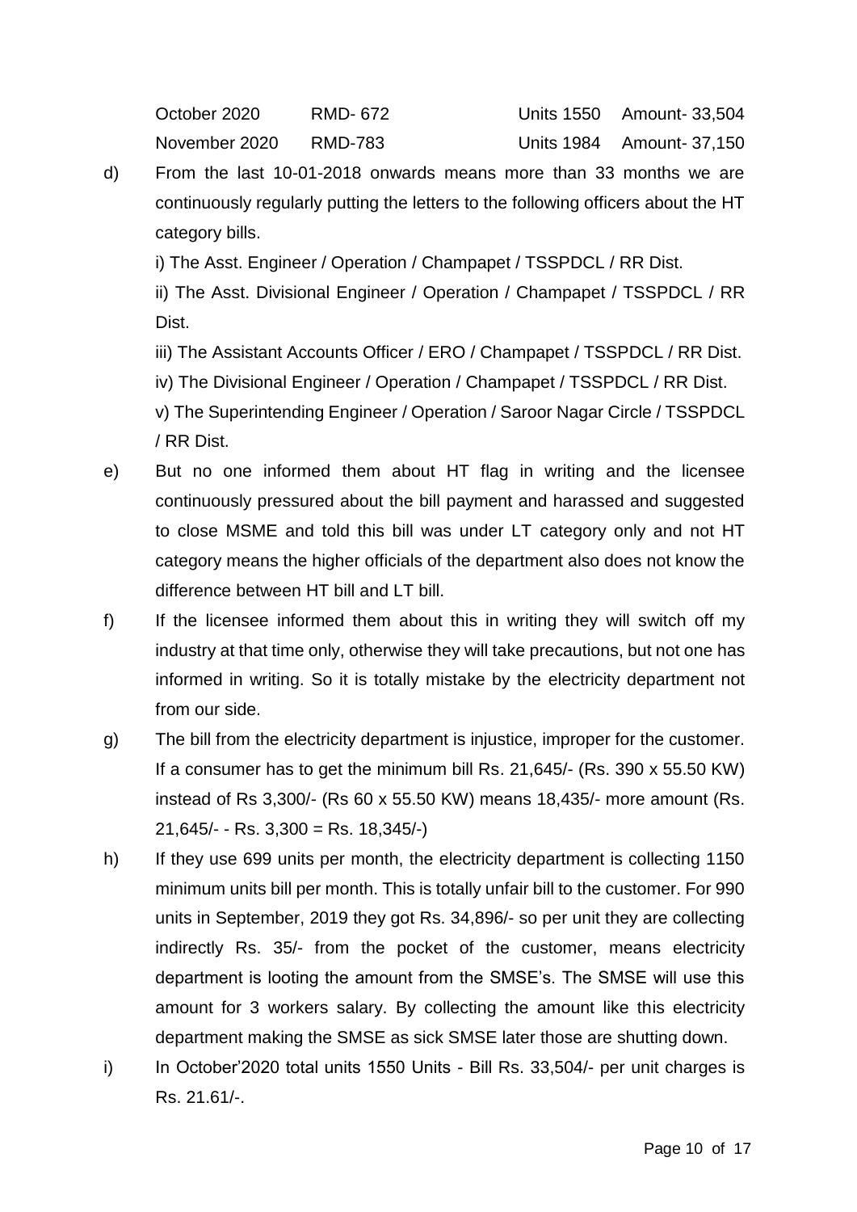| | | | |
|---|---|---|---|
| October 2020 | RMD- 672 | Units 1550 | Amount- 33,504 |
| November 2020 | RMD-783 | Units 1984 | Amount- 37,150 |

d) From the last 10-01-2018 onwards means more than 33 months we are continuously regularly putting the letters to the following officers about the HT category bills.

i) The Asst. Engineer / Operation / Champapet / TSSPDCL / RR Dist.

ii) The Asst. Divisional Engineer / Operation / Champapet / TSSPDCL / RR Dist.

iii) The Assistant Accounts Officer / ERO / Champapet / TSSPDCL / RR Dist.

iv) The Divisional Engineer / Operation / Champapet / TSSPDCL / RR Dist.

v) The Superintending Engineer / Operation / Saroor Nagar Circle / TSSPDCL / RR Dist.

e) But no one informed them about HT flag in writing and the licensee continuously pressured about the bill payment and harassed and suggested to close MSME and told this bill was under LT category only and not HT category means the higher officials of the department also does not know the difference between HT bill and LT bill.

f) If the licensee informed them about this in writing they will switch off my industry at that time only, otherwise they will take precautions, but not one has informed in writing. So it is totally mistake by the electricity department not from our side.

g) The bill from the electricity department is injustice, improper for the customer. If a consumer has to get the minimum bill Rs. 21,645/- (Rs. 390 x 55.50 KW) instead of Rs 3,300/- (Rs 60 x 55.50 KW) means 18,435/- more amount (Rs. 21,645/- - Rs. 3,300 = Rs. 18,345/-)

h) If they use 699 units per month, the electricity department is collecting 1150 minimum units bill per month. This is totally unfair bill to the customer. For 990 units in September, 2019 they got Rs. 34,896/- so per unit they are collecting indirectly Rs. 35/- from the pocket of the customer, means electricity department is looting the amount from the SMSE's. The SMSE will use this amount for 3 workers salary. By collecting the amount like this electricity department making the SMSE as sick SMSE later those are shutting down.

i) In October'2020 total units 1550 Units - Bill Rs. 33,504/- per unit charges is Rs. 21.61/-.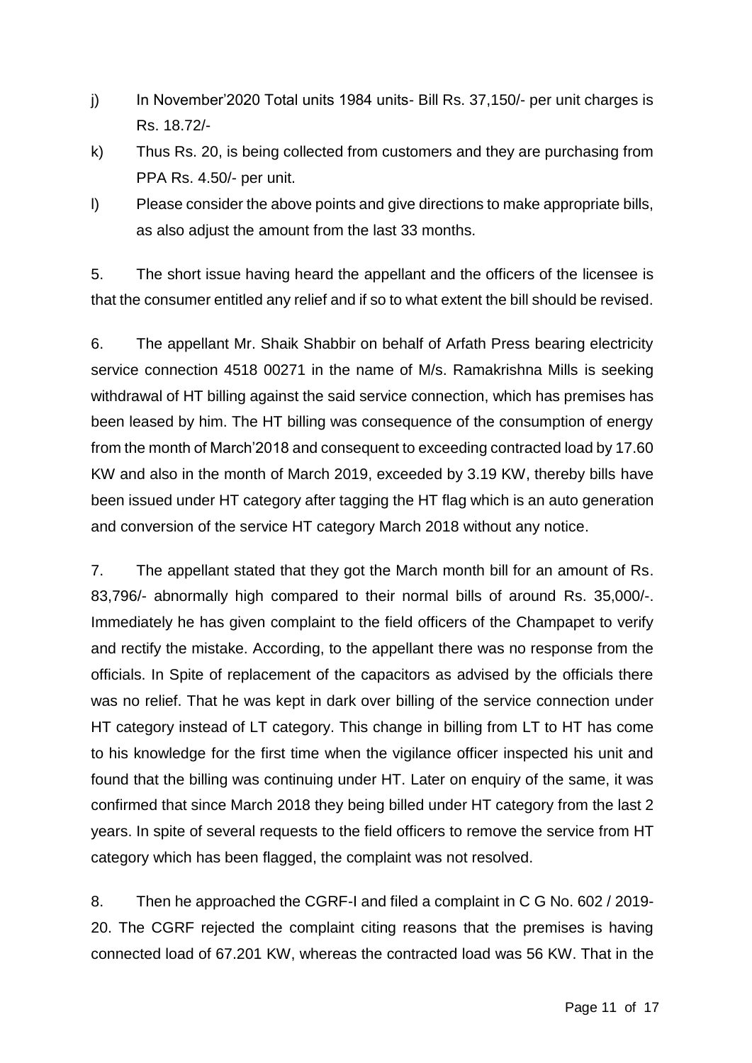j) In November'2020 Total units 1984 units- Bill Rs. 37,150/- per unit charges is Rs. 18.72/-

k) Thus Rs. 20, is being collected from customers and they are purchasing from PPA Rs. 4.50/- per unit.

l) Please consider the above points and give directions to make appropriate bills, as also adjust the amount from the last 33 months.

5. The short issue having heard the appellant and the officers of the licensee is that the consumer entitled any relief and if so to what extent the bill should be revised.

6. The appellant Mr. Shaik Shabbir on behalf of Arfath Press bearing electricity service connection 4518 00271 in the name of M/s. Ramakrishna Mills is seeking withdrawal of HT billing against the said service connection, which has premises has been leased by him. The HT billing was consequence of the consumption of energy from the month of March'2018 and consequent to exceeding contracted load by 17.60 KW and also in the month of March 2019, exceeded by 3.19 KW, thereby bills have been issued under HT category after tagging the HT flag which is an auto generation and conversion of the service HT category March 2018 without any notice.

7. The appellant stated that they got the March month bill for an amount of Rs. 83,796/- abnormally high compared to their normal bills of around Rs. 35,000/-. Immediately he has given complaint to the field officers of the Champapet to verify and rectify the mistake. According, to the appellant there was no response from the officials. In Spite of replacement of the capacitors as advised by the officials there was no relief. That he was kept in dark over billing of the service connection under HT category instead of LT category. This change in billing from LT to HT has come to his knowledge for the first time when the vigilance officer inspected his unit and found that the billing was continuing under HT. Later on enquiry of the same, it was confirmed that since March 2018 they being billed under HT category from the last 2 years. In spite of several requests to the field officers to remove the service from HT category which has been flagged, the complaint was not resolved.

8. Then he approached the CGRF-I and filed a complaint in C G No. 602 / 2019-20. The CGRF rejected the complaint citing reasons that the premises is having connected load of 67.201 KW, whereas the contracted load was 56 KW. That in the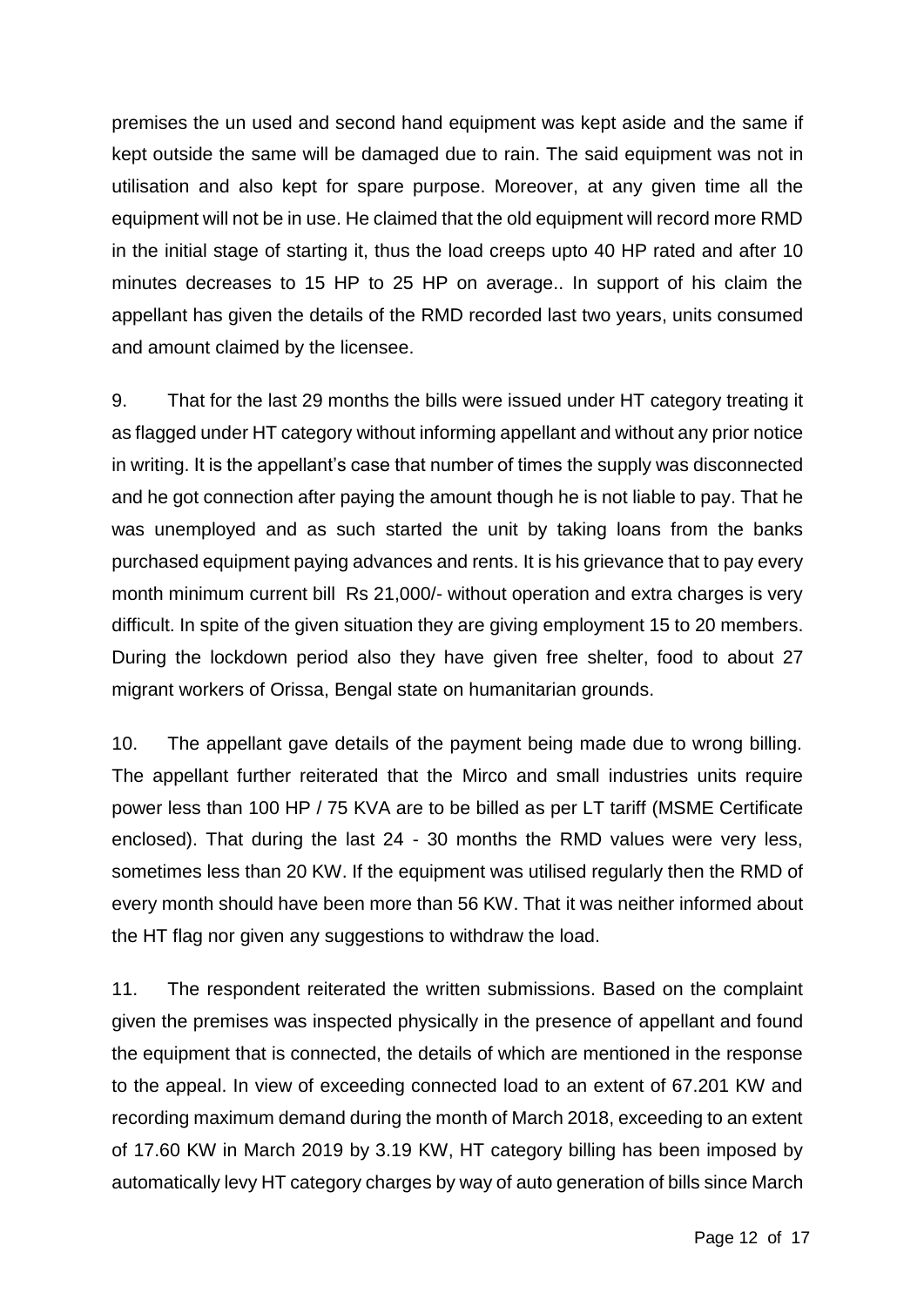premises the un used and second hand equipment was kept aside and the same if kept outside the same will be damaged due to rain. The said equipment was not in utilisation and also kept for spare purpose. Moreover, at any given time all the equipment will not be in use. He claimed that the old equipment will record more RMD in the initial stage of starting it, thus the load creeps upto 40 HP rated and after 10 minutes decreases to 15 HP to 25 HP on average.. In support of his claim the appellant has given the details of the RMD recorded last two years, units consumed and amount claimed by the licensee.

9. That for the last 29 months the bills were issued under HT category treating it as flagged under HT category without informing appellant and without any prior notice in writing. It is the appellant's case that number of times the supply was disconnected and he got connection after paying the amount though he is not liable to pay. That he was unemployed and as such started the unit by taking loans from the banks purchased equipment paying advances and rents. It is his grievance that to pay every month minimum current bill Rs 21,000/- without operation and extra charges is very difficult. In spite of the given situation they are giving employment 15 to 20 members. During the lockdown period also they have given free shelter, food to about 27 migrant workers of Orissa, Bengal state on humanitarian grounds.

10. The appellant gave details of the payment being made due to wrong billing. The appellant further reiterated that the Mirco and small industries units require power less than 100 HP / 75 KVA are to be billed as per LT tariff (MSME Certificate enclosed). That during the last 24 - 30 months the RMD values were very less, sometimes less than 20 KW. If the equipment was utilised regularly then the RMD of every month should have been more than 56 KW. That it was neither informed about the HT flag nor given any suggestions to withdraw the load.

11. The respondent reiterated the written submissions. Based on the complaint given the premises was inspected physically in the presence of appellant and found the equipment that is connected, the details of which are mentioned in the response to the appeal. In view of exceeding connected load to an extent of 67.201 KW and recording maximum demand during the month of March 2018, exceeding to an extent of 17.60 KW in March 2019 by 3.19 KW, HT category billing has been imposed by automatically levy HT category charges by way of auto generation of bills since March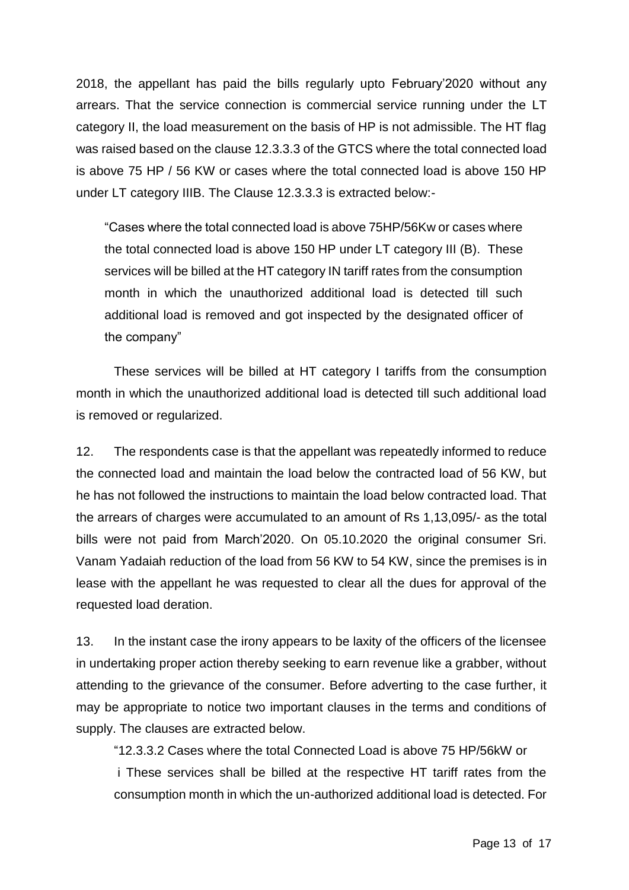2018, the appellant has paid the bills regularly upto February'2020 without any arrears. That the service connection is commercial service running under the LT category II, the load measurement on the basis of HP is not admissible. The HT flag was raised based on the clause 12.3.3.3 of the GTCS where the total connected load is above 75 HP / 56 KW or cases where the total connected load is above 150 HP under LT category IIIB. The Clause 12.3.3.3 is extracted below:-

> "Cases where the total connected load is above 75HP/56Kw or cases where the total connected load is above 150 HP under LT category III (B). These services will be billed at the HT category IN tariff rates from the consumption month in which the unauthorized additional load is detected till such additional load is removed and got inspected by the designated officer of the company"

These services will be billed at HT category I tariffs from the consumption month in which the unauthorized additional load is detected till such additional load is removed or regularized.

12. The respondents case is that the appellant was repeatedly informed to reduce the connected load and maintain the load below the contracted load of 56 KW, but he has not followed the instructions to maintain the load below contracted load. That the arrears of charges were accumulated to an amount of Rs 1,13,095/- as the total bills were not paid from March'2020. On 05.10.2020 the original consumer Sri. Vanam Yadaiah reduction of the load from 56 KW to 54 KW, since the premises is in lease with the appellant he was requested to clear all the dues for approval of the requested load deration.

13. In the instant case the irony appears to be laxity of the officers of the licensee in undertaking proper action thereby seeking to earn revenue like a grabber, without attending to the grievance of the consumer. Before adverting to the case further, it may be appropriate to notice two important clauses in the terms and conditions of supply. The clauses are extracted below.

> "12.3.3.2 Cases where the total Connected Load is above 75 HP/56kW or
>
> i These services shall be billed at the respective HT tariff rates from the consumption month in which the un-authorized additional load is detected. For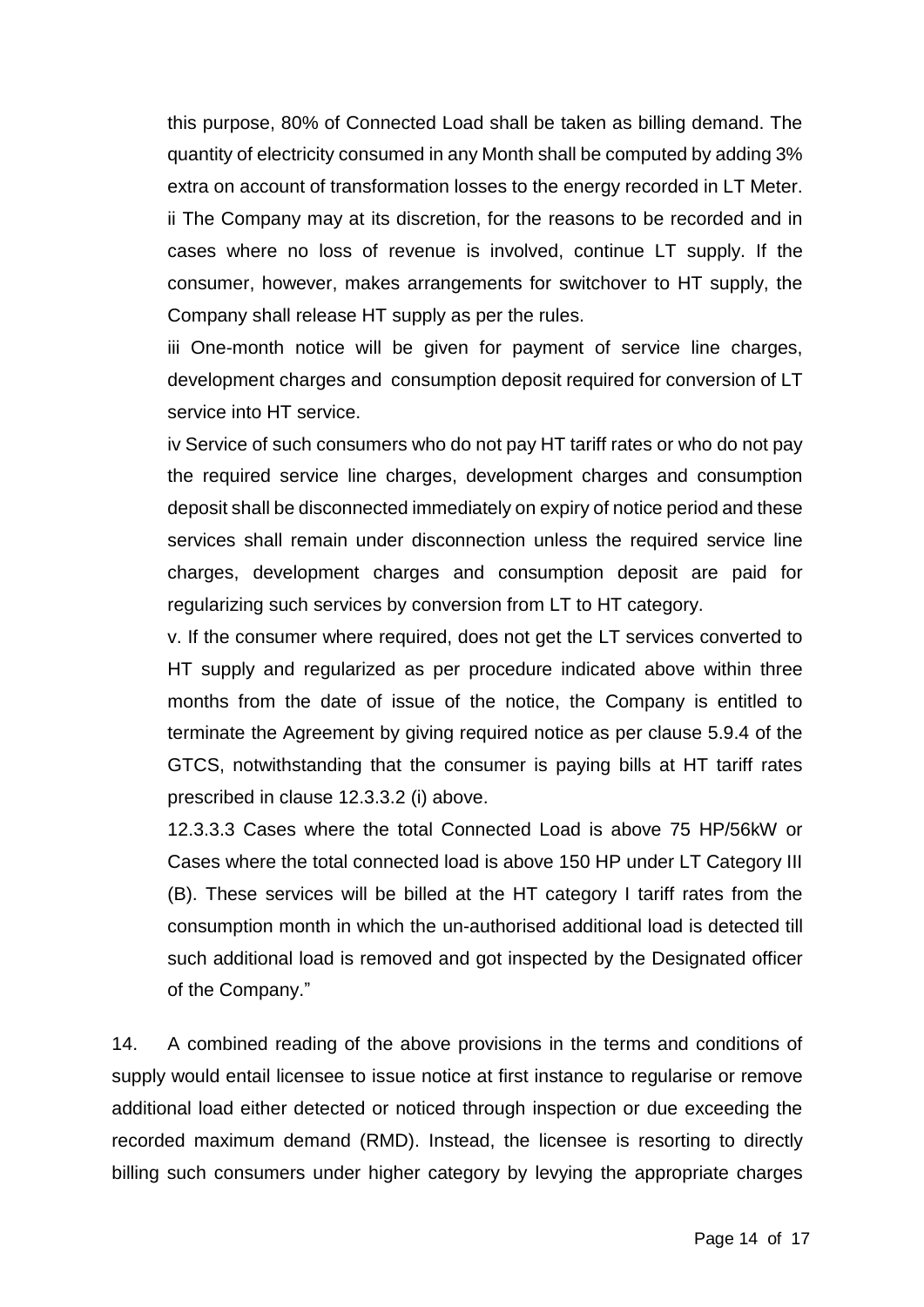this purpose, 80% of Connected Load shall be taken as billing demand. The quantity of electricity consumed in any Month shall be computed by adding 3% extra on account of transformation losses to the energy recorded in LT Meter.

ii The Company may at its discretion, for the reasons to be recorded and in cases where no loss of revenue is involved, continue LT supply. If the consumer, however, makes arrangements for switchover to HT supply, the Company shall release HT supply as per the rules.

iii One-month notice will be given for payment of service line charges, development charges and consumption deposit required for conversion of LT service into HT service.

iv Service of such consumers who do not pay HT tariff rates or who do not pay the required service line charges, development charges and consumption deposit shall be disconnected immediately on expiry of notice period and these services shall remain under disconnection unless the required service line charges, development charges and consumption deposit are paid for regularizing such services by conversion from LT to HT category.

v. If the consumer where required, does not get the LT services converted to HT supply and regularized as per procedure indicated above within three months from the date of issue of the notice, the Company is entitled to terminate the Agreement by giving required notice as per clause 5.9.4 of the GTCS, notwithstanding that the consumer is paying bills at HT tariff rates prescribed in clause 12.3.3.2 (i) above.

12.3.3.3 Cases where the total Connected Load is above 75 HP/56kW or Cases where the total connected load is above 150 HP under LT Category III (B). These services will be billed at the HT category I tariff rates from the consumption month in which the un-authorised additional load is detected till such additional load is removed and got inspected by the Designated officer of the Company."

14. A combined reading of the above provisions in the terms and conditions of supply would entail licensee to issue notice at first instance to regularise or remove additional load either detected or noticed through inspection or due exceeding the recorded maximum demand (RMD). Instead, the licensee is resorting to directly billing such consumers under higher category by levying the appropriate charges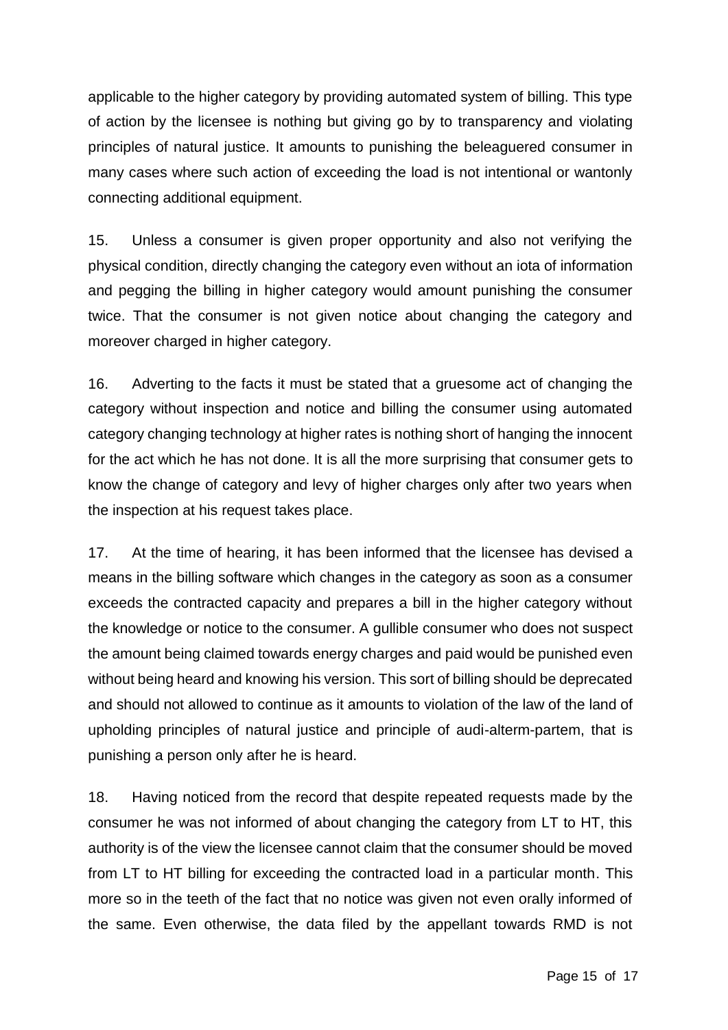applicable to the higher category by providing automated system of billing. This type of action by the licensee is nothing but giving go by to transparency and violating principles of natural justice. It amounts to punishing the beleaguered consumer in many cases where such action of exceeding the load is not intentional or wantonly connecting additional equipment.

15. Unless a consumer is given proper opportunity and also not verifying the physical condition, directly changing the category even without an iota of information and pegging the billing in higher category would amount punishing the consumer twice. That the consumer is not given notice about changing the category and moreover charged in higher category.

16. Adverting to the facts it must be stated that a gruesome act of changing the category without inspection and notice and billing the consumer using automated category changing technology at higher rates is nothing short of hanging the innocent for the act which he has not done. It is all the more surprising that consumer gets to know the change of category and levy of higher charges only after two years when the inspection at his request takes place.

17. At the time of hearing, it has been informed that the licensee has devised a means in the billing software which changes in the category as soon as a consumer exceeds the contracted capacity and prepares a bill in the higher category without the knowledge or notice to the consumer. A gullible consumer who does not suspect the amount being claimed towards energy charges and paid would be punished even without being heard and knowing his version. This sort of billing should be deprecated and should not allowed to continue as it amounts to violation of the law of the land of upholding principles of natural justice and principle of audi-alterm-partem, that is punishing a person only after he is heard.

18. Having noticed from the record that despite repeated requests made by the consumer he was not informed of about changing the category from LT to HT, this authority is of the view the licensee cannot claim that the consumer should be moved from LT to HT billing for exceeding the contracted load in a particular month. This more so in the teeth of the fact that no notice was given not even orally informed of the same. Even otherwise, the data filed by the appellant towards RMD is not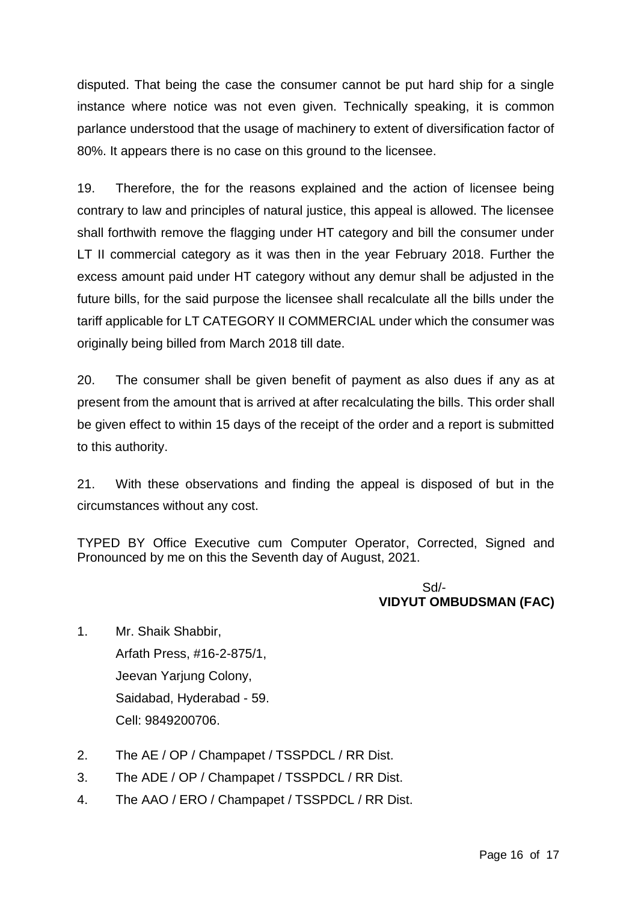disputed. That being the case the consumer cannot be put hard ship for a single instance where notice was not even given. Technically speaking, it is common parlance understood that the usage of machinery to extent of diversification factor of 80%. It appears there is no case on this ground to the licensee.

19. Therefore, the for the reasons explained and the action of licensee being contrary to law and principles of natural justice, this appeal is allowed. The licensee shall forthwith remove the flagging under HT category and bill the consumer under LT II commercial category as it was then in the year February 2018. Further the excess amount paid under HT category without any demur shall be adjusted in the future bills, for the said purpose the licensee shall recalculate all the bills under the tariff applicable for LT CATEGORY II COMMERCIAL under which the consumer was originally being billed from March 2018 till date.

20. The consumer shall be given benefit of payment as also dues if any as at present from the amount that is arrived at after recalculating the bills. This order shall be given effect to within 15 days of the receipt of the order and a report is submitted to this authority.

21. With these observations and finding the appeal is disposed of but in the circumstances without any cost.

TYPED BY Office Executive cum Computer Operator, Corrected, Signed and Pronounced by me on this the Seventh day of August, 2021.

Sd/-
**VIDYUT OMBUDSMAN (FAC)**

1. Mr. Shaik Shabbir,
   Arfath Press, #16-2-875/1,
   Jeevan Yarjung Colony,
   Saidabad, Hyderabad - 59.
   Cell: 9849200706.
2. The AE / OP / Champapet / TSSPDCL / RR Dist.
3. The ADE / OP / Champapet / TSSPDCL / RR Dist.
4. The AAO / ERO / Champapet / TSSPDCL / RR Dist.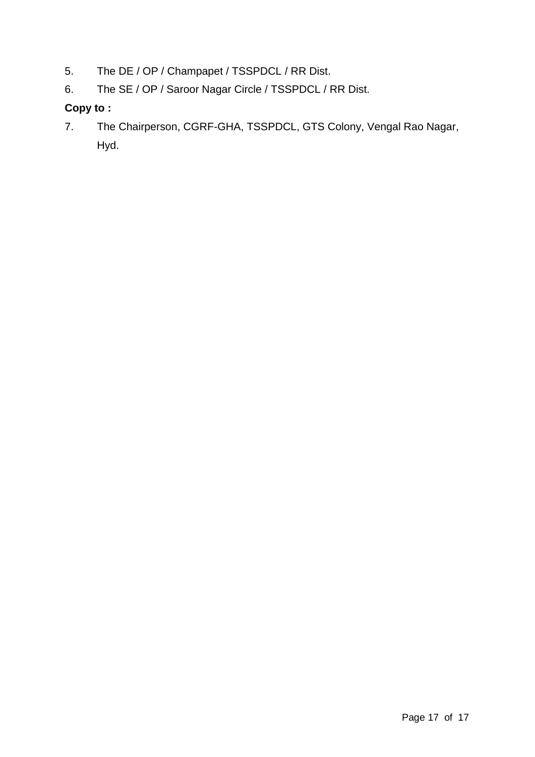5. The DE / OP / Champapet / TSSPDCL / RR Dist.
6. The SE / OP / Saroor Nagar Circle / TSSPDCL / RR Dist.

**Copy to :**

7. The Chairperson, CGRF-GHA, TSSPDCL, GTS Colony, Vengal Rao Nagar, Hyd.